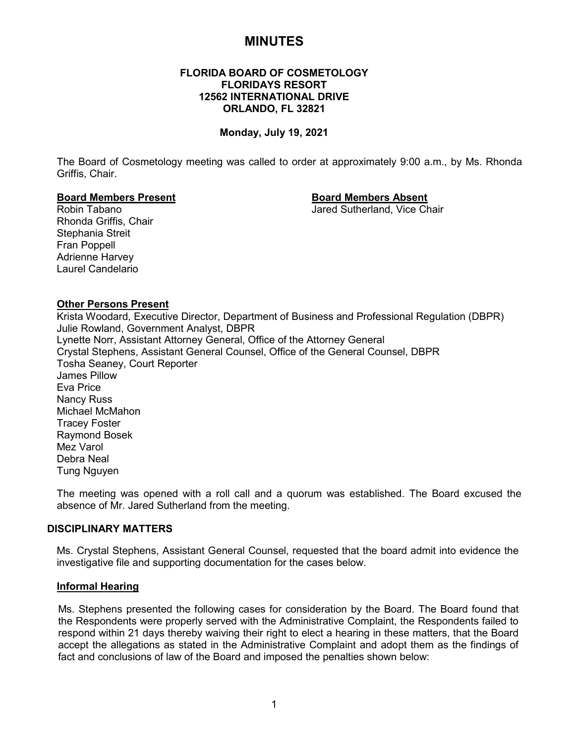# MINUTES

**FLORIDA BOARD OF COSMETOLOGY**
**FLORIDAYS RESORT**
**12562 INTERNATIONAL DRIVE**
**ORLANDO, FL 32821**

**Monday, July 19, 2021**

The Board of Cosmetology meeting was called to order at approximately 9:00 a.m., by Ms. Rhonda Griffis, Chair.

**Board Members Present**
Robin Tabano
Rhonda Griffis, Chair
Stephania Streit
Fran Poppell
Adrienne Harvey
Laurel Candelario

**Board Members Absent**
Jared Sutherland, Vice Chair

**Other Persons Present**
Krista Woodard, Executive Director, Department of Business and Professional Regulation (DBPR)
Julie Rowland, Government Analyst, DBPR
Lynette Norr, Assistant Attorney General, Office of the Attorney General
Crystal Stephens, Assistant General Counsel, Office of the General Counsel, DBPR
Tosha Seaney, Court Reporter
James Pillow
Eva Price
Nancy Russ
Michael McMahon
Tracey Foster
Raymond Bosek
Mez Varol
Debra Neal
Tung Nguyen

The meeting was opened with a roll call and a quorum was established. The Board excused the absence of Mr. Jared Sutherland from the meeting.

## DISCIPLINARY MATTERS

Ms. Crystal Stephens, Assistant General Counsel, requested that the board admit into evidence the investigative file and supporting documentation for the cases below.

### Informal Hearing

Ms. Stephens presented the following cases for consideration by the Board. The Board found that the Respondents were properly served with the Administrative Complaint, the Respondents failed to respond within 21 days thereby waiving their right to elect a hearing in these matters, that the Board accept the allegations as stated in the Administrative Complaint and adopt them as the findings of fact and conclusions of law of the Board and imposed the penalties shown below: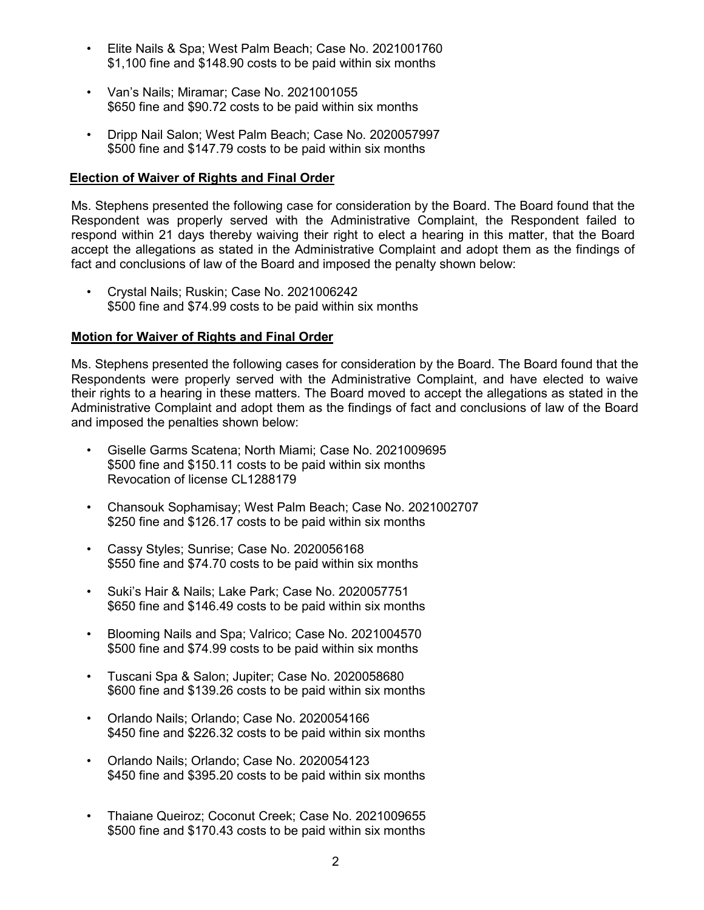- Elite Nails & Spa; West Palm Beach; Case No. 2021001760
  $1,100 fine and $148.90 costs to be paid within six months

- Van's Nails; Miramar; Case No. 2021001055
  $650 fine and $90.72 costs to be paid within six months

- Dripp Nail Salon; West Palm Beach; Case No. 2020057997
  $500 fine and $147.79 costs to be paid within six months

**Election of Waiver of Rights and Final Order**

Ms. Stephens presented the following case for consideration by the Board. The Board found that the Respondent was properly served with the Administrative Complaint, the Respondent failed to respond within 21 days thereby waiving their right to elect a hearing in this matter, that the Board accept the allegations as stated in the Administrative Complaint and adopt them as the findings of fact and conclusions of law of the Board and imposed the penalty shown below:

- Crystal Nails; Ruskin; Case No. 2021006242
  $500 fine and $74.99 costs to be paid within six months

**Motion for Waiver of Rights and Final Order**

Ms. Stephens presented the following cases for consideration by the Board. The Board found that the Respondents were properly served with the Administrative Complaint, and have elected to waive their rights to a hearing in these matters. The Board moved to accept the allegations as stated in the Administrative Complaint and adopt them as the findings of fact and conclusions of law of the Board and imposed the penalties shown below:

- Giselle Garms Scatena; North Miami; Case No. 2021009695
  $500 fine and $150.11 costs to be paid within six months
  Revocation of license CL1288179

- Chansouk Sophamisay; West Palm Beach; Case No. 2021002707
  $250 fine and $126.17 costs to be paid within six months

- Cassy Styles; Sunrise; Case No. 2020056168
  $550 fine and $74.70 costs to be paid within six months

- Suki's Hair & Nails; Lake Park; Case No. 2020057751
  $650 fine and $146.49 costs to be paid within six months

- Blooming Nails and Spa; Valrico; Case No. 2021004570
  $500 fine and $74.99 costs to be paid within six months

- Tuscani Spa & Salon; Jupiter; Case No. 2020058680
  $600 fine and $139.26 costs to be paid within six months

- Orlando Nails; Orlando; Case No. 2020054166
  $450 fine and $226.32 costs to be paid within six months

- Orlando Nails; Orlando; Case No. 2020054123
  $450 fine and $395.20 costs to be paid within six months

- Thaiane Queiroz; Coconut Creek; Case No. 2021009655
  $500 fine and $170.43 costs to be paid within six months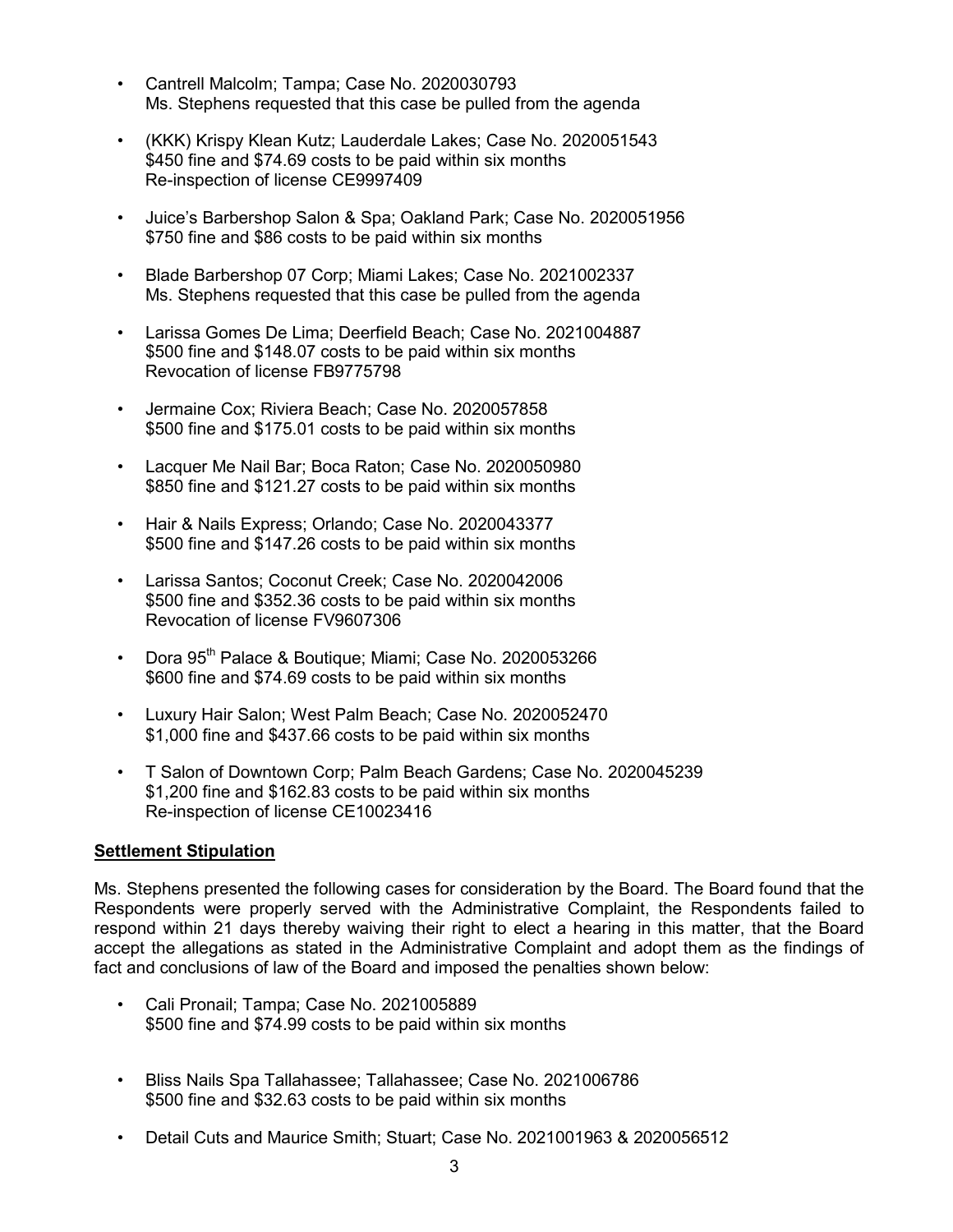- Cantrell Malcolm; Tampa; Case No. 2020030793
  Ms. Stephens requested that this case be pulled from the agenda

- (KKK) Krispy Klean Kutz; Lauderdale Lakes; Case No. 2020051543
  $450 fine and $74.69 costs to be paid within six months
  Re-inspection of license CE9997409

- Juice's Barbershop Salon & Spa; Oakland Park; Case No. 2020051956
  $750 fine and $86 costs to be paid within six months

- Blade Barbershop 07 Corp; Miami Lakes; Case No. 2021002337
  Ms. Stephens requested that this case be pulled from the agenda

- Larissa Gomes De Lima; Deerfield Beach; Case No. 2021004887
  $500 fine and $148.07 costs to be paid within six months
  Revocation of license FB9775798

- Jermaine Cox; Riviera Beach; Case No. 2020057858
  $500 fine and $175.01 costs to be paid within six months

- Lacquer Me Nail Bar; Boca Raton; Case No. 2020050980
  $850 fine and $121.27 costs to be paid within six months

- Hair & Nails Express; Orlando; Case No. 2020043377
  $500 fine and $147.26 costs to be paid within six months

- Larissa Santos; Coconut Creek; Case No. 2020042006
  $500 fine and $352.36 costs to be paid within six months
  Revocation of license FV9607306

- Dora 95th Palace & Boutique; Miami; Case No. 2020053266
  $600 fine and $74.69 costs to be paid within six months

- Luxury Hair Salon; West Palm Beach; Case No. 2020052470
  $1,000 fine and $437.66 costs to be paid within six months

- T Salon of Downtown Corp; Palm Beach Gardens; Case No. 2020045239
  $1,200 fine and $162.83 costs to be paid within six months
  Re-inspection of license CE10023416

**Settlement Stipulation**

Ms. Stephens presented the following cases for consideration by the Board. The Board found that the Respondents were properly served with the Administrative Complaint, the Respondents failed to respond within 21 days thereby waiving their right to elect a hearing in this matter, that the Board accept the allegations as stated in the Administrative Complaint and adopt them as the findings of fact and conclusions of law of the Board and imposed the penalties shown below:

- Cali Pronail; Tampa; Case No. 2021005889
  $500 fine and $74.99 costs to be paid within six months

- Bliss Nails Spa Tallahassee; Tallahassee; Case No. 2021006786
  $500 fine and $32.63 costs to be paid within six months

- Detail Cuts and Maurice Smith; Stuart; Case No. 2021001963 & 2020056512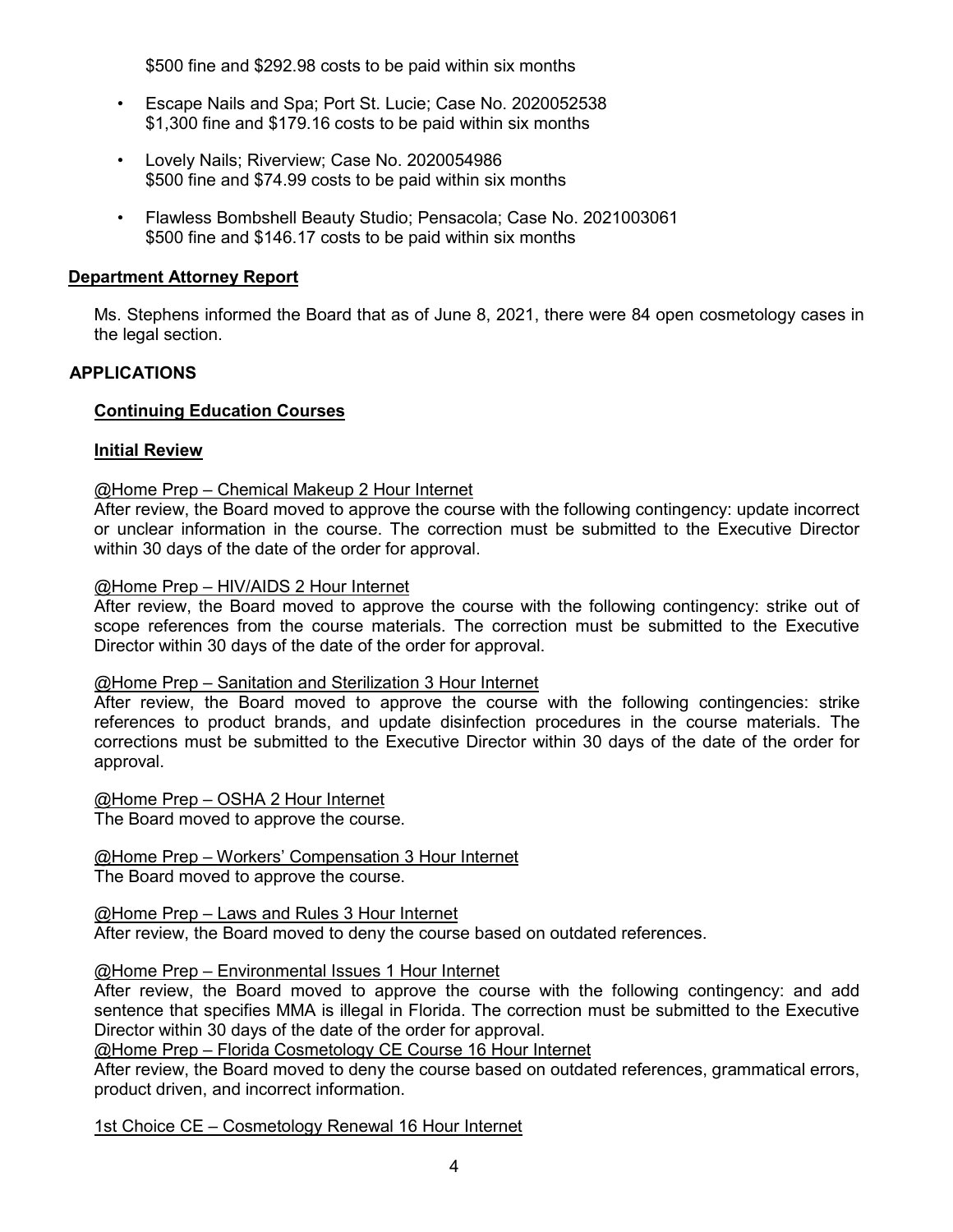$500 fine and $292.98 costs to be paid within six months

- Escape Nails and Spa; Port St. Lucie; Case No. 2020052538
  $1,300 fine and $179.16 costs to be paid within six months

- Lovely Nails; Riverview; Case No. 2020054986
  $500 fine and $74.99 costs to be paid within six months

- Flawless Bombshell Beauty Studio; Pensacola; Case No. 2021003061
  $500 fine and $146.17 costs to be paid within six months

**Department Attorney Report**

Ms. Stephens informed the Board that as of June 8, 2021, there were 84 open cosmetology cases in the legal section.

## APPLICATIONS

**Continuing Education Courses**

**Initial Review**

@Home Prep – Chemical Makeup 2 Hour Internet
After review, the Board moved to approve the course with the following contingency: update incorrect or unclear information in the course. The correction must be submitted to the Executive Director within 30 days of the date of the order for approval.

@Home Prep – HIV/AIDS 2 Hour Internet
After review, the Board moved to approve the course with the following contingency: strike out of scope references from the course materials. The correction must be submitted to the Executive Director within 30 days of the date of the order for approval.

@Home Prep – Sanitation and Sterilization 3 Hour Internet
After review, the Board moved to approve the course with the following contingencies: strike references to product brands, and update disinfection procedures in the course materials. The corrections must be submitted to the Executive Director within 30 days of the date of the order for approval.

@Home Prep – OSHA 2 Hour Internet
The Board moved to approve the course.

@Home Prep – Workers' Compensation 3 Hour Internet
The Board moved to approve the course.

@Home Prep – Laws and Rules 3 Hour Internet
After review, the Board moved to deny the course based on outdated references.

@Home Prep – Environmental Issues 1 Hour Internet
After review, the Board moved to approve the course with the following contingency: and add sentence that specifies MMA is illegal in Florida. The correction must be submitted to the Executive Director within 30 days of the date of the order for approval.

@Home Prep – Florida Cosmetology CE Course 16 Hour Internet
After review, the Board moved to deny the course based on outdated references, grammatical errors, product driven, and incorrect information.

1st Choice CE – Cosmetology Renewal 16 Hour Internet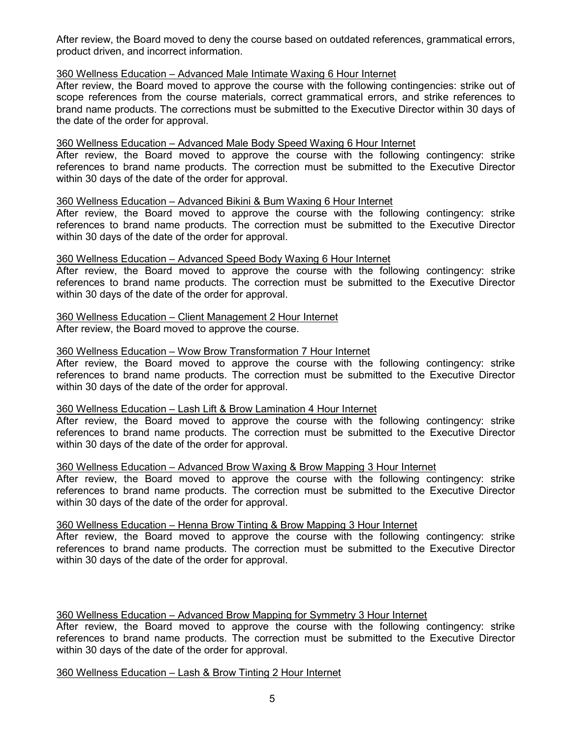After review, the Board moved to deny the course based on outdated references, grammatical errors, product driven, and incorrect information.

<u>360 Wellness Education – Advanced Male Intimate Waxing 6 Hour Internet</u>

After review, the Board moved to approve the course with the following contingencies: strike out of scope references from the course materials, correct grammatical errors, and strike references to brand name products. The corrections must be submitted to the Executive Director within 30 days of the date of the order for approval.

<u>360 Wellness Education – Advanced Male Body Speed Waxing 6 Hour Internet</u>

After review, the Board moved to approve the course with the following contingency: strike references to brand name products. The correction must be submitted to the Executive Director within 30 days of the date of the order for approval.

<u>360 Wellness Education – Advanced Bikini & Bum Waxing 6 Hour Internet</u>

After review, the Board moved to approve the course with the following contingency: strike references to brand name products. The correction must be submitted to the Executive Director within 30 days of the date of the order for approval.

<u>360 Wellness Education – Advanced Speed Body Waxing 6 Hour Internet</u>

After review, the Board moved to approve the course with the following contingency: strike references to brand name products. The correction must be submitted to the Executive Director within 30 days of the date of the order for approval.

<u>360 Wellness Education – Client Management 2 Hour Internet</u>

After review, the Board moved to approve the course.

<u>360 Wellness Education – Wow Brow Transformation 7 Hour Internet</u>

After review, the Board moved to approve the course with the following contingency: strike references to brand name products. The correction must be submitted to the Executive Director within 30 days of the date of the order for approval.

<u>360 Wellness Education – Lash Lift & Brow Lamination 4 Hour Internet</u>

After review, the Board moved to approve the course with the following contingency: strike references to brand name products. The correction must be submitted to the Executive Director within 30 days of the date of the order for approval.

<u>360 Wellness Education – Advanced Brow Waxing & Brow Mapping 3 Hour Internet</u>

After review, the Board moved to approve the course with the following contingency: strike references to brand name products. The correction must be submitted to the Executive Director within 30 days of the date of the order for approval.

<u>360 Wellness Education – Henna Brow Tinting & Brow Mapping 3 Hour Internet</u>

After review, the Board moved to approve the course with the following contingency: strike references to brand name products. The correction must be submitted to the Executive Director within 30 days of the date of the order for approval.

<u>360 Wellness Education – Advanced Brow Mapping for Symmetry 3 Hour Internet</u>

After review, the Board moved to approve the course with the following contingency: strike references to brand name products. The correction must be submitted to the Executive Director within 30 days of the date of the order for approval.

<u>360 Wellness Education – Lash & Brow Tinting 2 Hour Internet</u>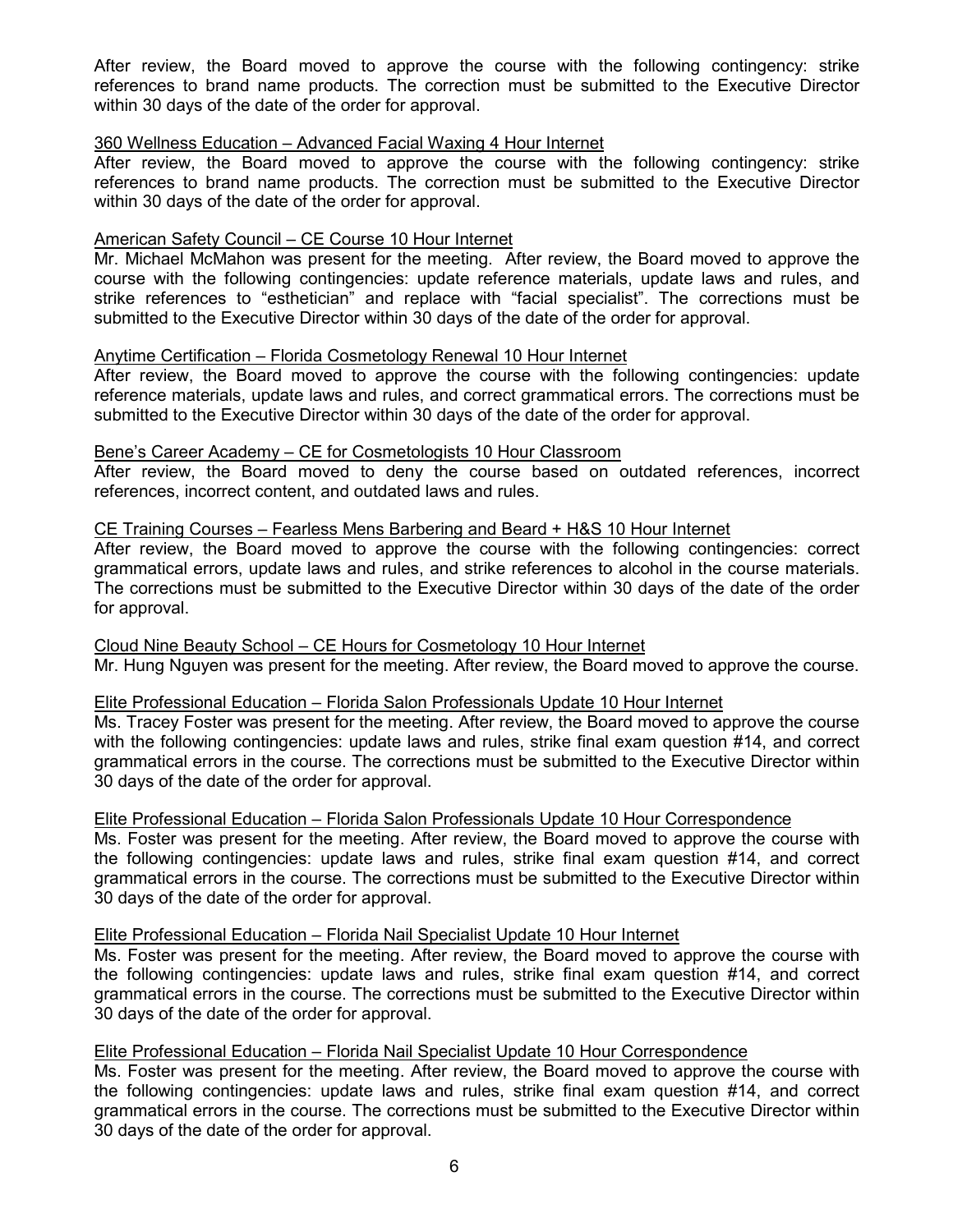After review, the Board moved to approve the course with the following contingency: strike references to brand name products. The correction must be submitted to the Executive Director within 30 days of the date of the order for approval.

<u>360 Wellness Education – Advanced Facial Waxing 4 Hour Internet</u>

After review, the Board moved to approve the course with the following contingency: strike references to brand name products. The correction must be submitted to the Executive Director within 30 days of the date of the order for approval.

<u>American Safety Council – CE Course 10 Hour Internet</u>

Mr. Michael McMahon was present for the meeting. After review, the Board moved to approve the course with the following contingencies: update reference materials, update laws and rules, and strike references to "esthetician" and replace with "facial specialist". The corrections must be submitted to the Executive Director within 30 days of the date of the order for approval.

<u>Anytime Certification – Florida Cosmetology Renewal 10 Hour Internet</u>

After review, the Board moved to approve the course with the following contingencies: update reference materials, update laws and rules, and correct grammatical errors. The corrections must be submitted to the Executive Director within 30 days of the date of the order for approval.

<u>Bene's Career Academy – CE for Cosmetologists 10 Hour Classroom</u>

After review, the Board moved to deny the course based on outdated references, incorrect references, incorrect content, and outdated laws and rules.

<u>CE Training Courses – Fearless Mens Barbering and Beard + H&S 10 Hour Internet</u>

After review, the Board moved to approve the course with the following contingencies: correct grammatical errors, update laws and rules, and strike references to alcohol in the course materials. The corrections must be submitted to the Executive Director within 30 days of the date of the order for approval.

<u>Cloud Nine Beauty School – CE Hours for Cosmetology 10 Hour Internet</u>

Mr. Hung Nguyen was present for the meeting. After review, the Board moved to approve the course.

<u>Elite Professional Education – Florida Salon Professionals Update 10 Hour Internet</u>

Ms. Tracey Foster was present for the meeting. After review, the Board moved to approve the course with the following contingencies: update laws and rules, strike final exam question #14, and correct grammatical errors in the course. The corrections must be submitted to the Executive Director within 30 days of the date of the order for approval.

<u>Elite Professional Education – Florida Salon Professionals Update 10 Hour Correspondence</u>

Ms. Foster was present for the meeting. After review, the Board moved to approve the course with the following contingencies: update laws and rules, strike final exam question #14, and correct grammatical errors in the course. The corrections must be submitted to the Executive Director within 30 days of the date of the order for approval.

<u>Elite Professional Education – Florida Nail Specialist Update 10 Hour Internet</u>

Ms. Foster was present for the meeting. After review, the Board moved to approve the course with the following contingencies: update laws and rules, strike final exam question #14, and correct grammatical errors in the course. The corrections must be submitted to the Executive Director within 30 days of the date of the order for approval.

<u>Elite Professional Education – Florida Nail Specialist Update 10 Hour Correspondence</u>

Ms. Foster was present for the meeting. After review, the Board moved to approve the course with the following contingencies: update laws and rules, strike final exam question #14, and correct grammatical errors in the course. The corrections must be submitted to the Executive Director within 30 days of the date of the order for approval.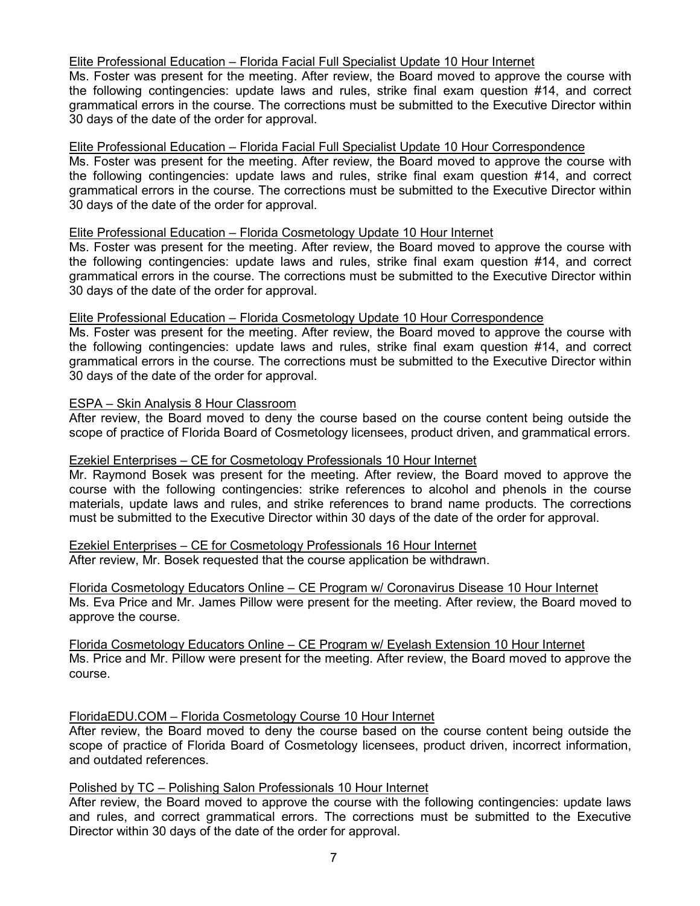<u>Elite Professional Education – Florida Facial Full Specialist Update 10 Hour Internet</u>
Ms. Foster was present for the meeting. After review, the Board moved to approve the course with the following contingencies: update laws and rules, strike final exam question #14, and correct grammatical errors in the course. The corrections must be submitted to the Executive Director within 30 days of the date of the order for approval.

<u>Elite Professional Education – Florida Facial Full Specialist Update 10 Hour Correspondence</u>
Ms. Foster was present for the meeting. After review, the Board moved to approve the course with the following contingencies: update laws and rules, strike final exam question #14, and correct grammatical errors in the course. The corrections must be submitted to the Executive Director within 30 days of the date of the order for approval.

<u>Elite Professional Education – Florida Cosmetology Update 10 Hour Internet</u>
Ms. Foster was present for the meeting. After review, the Board moved to approve the course with the following contingencies: update laws and rules, strike final exam question #14, and correct grammatical errors in the course. The corrections must be submitted to the Executive Director within 30 days of the date of the order for approval.

<u>Elite Professional Education – Florida Cosmetology Update 10 Hour Correspondence</u>
Ms. Foster was present for the meeting. After review, the Board moved to approve the course with the following contingencies: update laws and rules, strike final exam question #14, and correct grammatical errors in the course. The corrections must be submitted to the Executive Director within 30 days of the date of the order for approval.

<u>ESPA – Skin Analysis 8 Hour Classroom</u>
After review, the Board moved to deny the course based on the course content being outside the scope of practice of Florida Board of Cosmetology licensees, product driven, and grammatical errors.

<u>Ezekiel Enterprises – CE for Cosmetology Professionals 10 Hour Internet</u>
Mr. Raymond Bosek was present for the meeting. After review, the Board moved to approve the course with the following contingencies: strike references to alcohol and phenols in the course materials, update laws and rules, and strike references to brand name products. The corrections must be submitted to the Executive Director within 30 days of the date of the order for approval.

<u>Ezekiel Enterprises – CE for Cosmetology Professionals 16 Hour Internet</u>
After review, Mr. Bosek requested that the course application be withdrawn.

<u>Florida Cosmetology Educators Online – CE Program w/ Coronavirus Disease 10 Hour Internet</u>
Ms. Eva Price and Mr. James Pillow were present for the meeting. After review, the Board moved to approve the course.

<u>Florida Cosmetology Educators Online – CE Program w/ Eyelash Extension 10 Hour Internet</u>
Ms. Price and Mr. Pillow were present for the meeting. After review, the Board moved to approve the course.

<u>FloridaEDU.COM – Florida Cosmetology Course 10 Hour Internet</u>
After review, the Board moved to deny the course based on the course content being outside the scope of practice of Florida Board of Cosmetology licensees, product driven, incorrect information, and outdated references.

<u>Polished by TC – Polishing Salon Professionals 10 Hour Internet</u>
After review, the Board moved to approve the course with the following contingencies: update laws and rules, and correct grammatical errors. The corrections must be submitted to the Executive Director within 30 days of the date of the order for approval.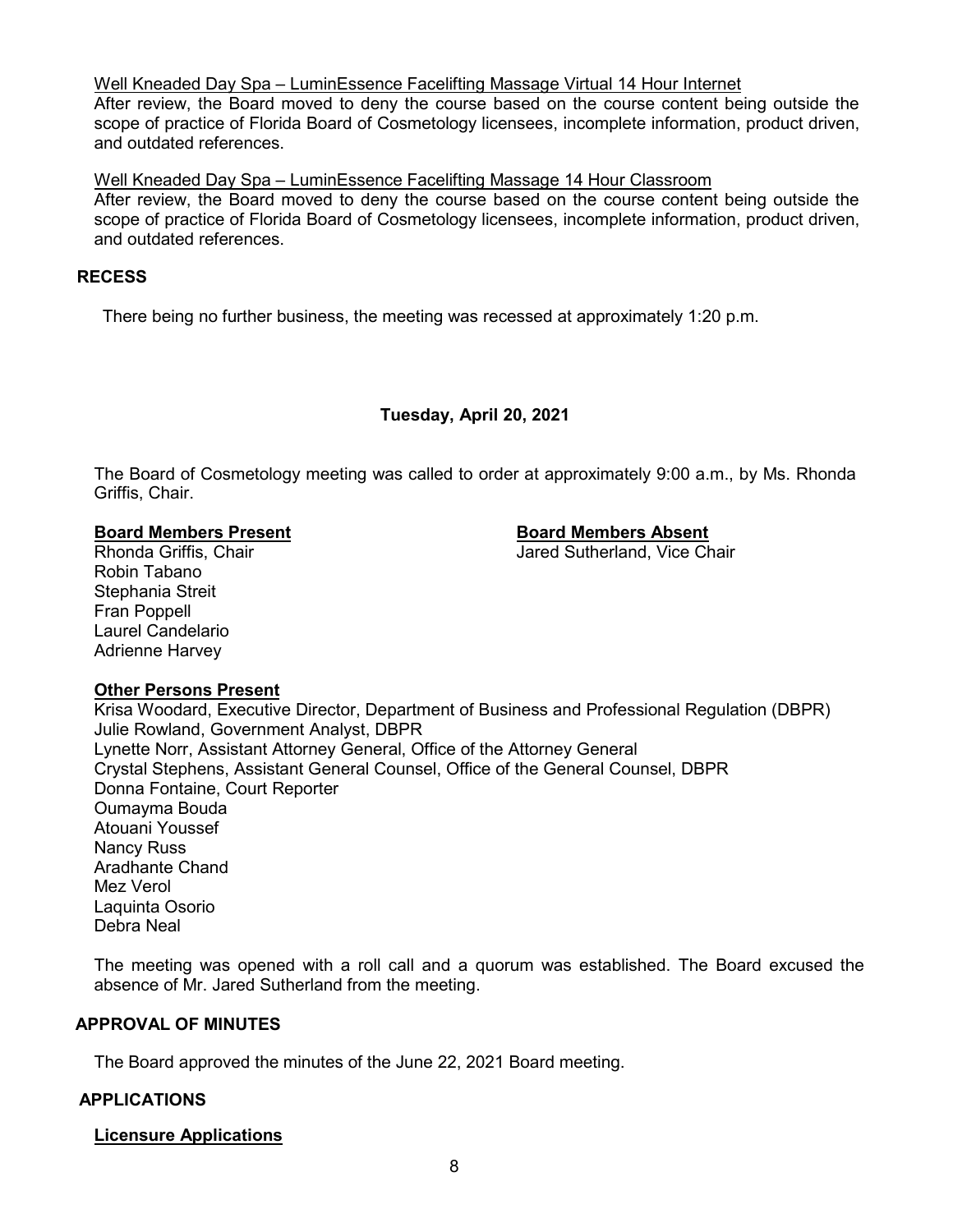Well Kneaded Day Spa – LuminEssence Facelifting Massage Virtual 14 Hour Internet

After review, the Board moved to deny the course based on the course content being outside the scope of practice of Florida Board of Cosmetology licensees, incomplete information, product driven, and outdated references.

Well Kneaded Day Spa – LuminEssence Facelifting Massage 14 Hour Classroom

After review, the Board moved to deny the course based on the course content being outside the scope of practice of Florida Board of Cosmetology licensees, incomplete information, product driven, and outdated references.

## RECESS

There being no further business, the meeting was recessed at approximately 1:20 p.m.

**Tuesday, April 20, 2021**

The Board of Cosmetology meeting was called to order at approximately 9:00 a.m., by Ms. Rhonda Griffis, Chair.

**Board Members Present**

Rhonda Griffis, Chair
Robin Tabano
Stephania Streit
Fran Poppell
Laurel Candelario
Adrienne Harvey

**Board Members Absent**

Jared Sutherland, Vice Chair

**Other Persons Present**

Krisa Woodard, Executive Director, Department of Business and Professional Regulation (DBPR)
Julie Rowland, Government Analyst, DBPR
Lynette Norr, Assistant Attorney General, Office of the Attorney General
Crystal Stephens, Assistant General Counsel, Office of the General Counsel, DBPR
Donna Fontaine, Court Reporter
Oumayma Bouda
Atouani Youssef
Nancy Russ
Aradhante Chand
Mez Verol
Laquinta Osorio
Debra Neal

The meeting was opened with a roll call and a quorum was established. The Board excused the absence of Mr. Jared Sutherland from the meeting.

## APPROVAL OF MINUTES

The Board approved the minutes of the June 22, 2021 Board meeting.

## APPLICATIONS

**Licensure Applications**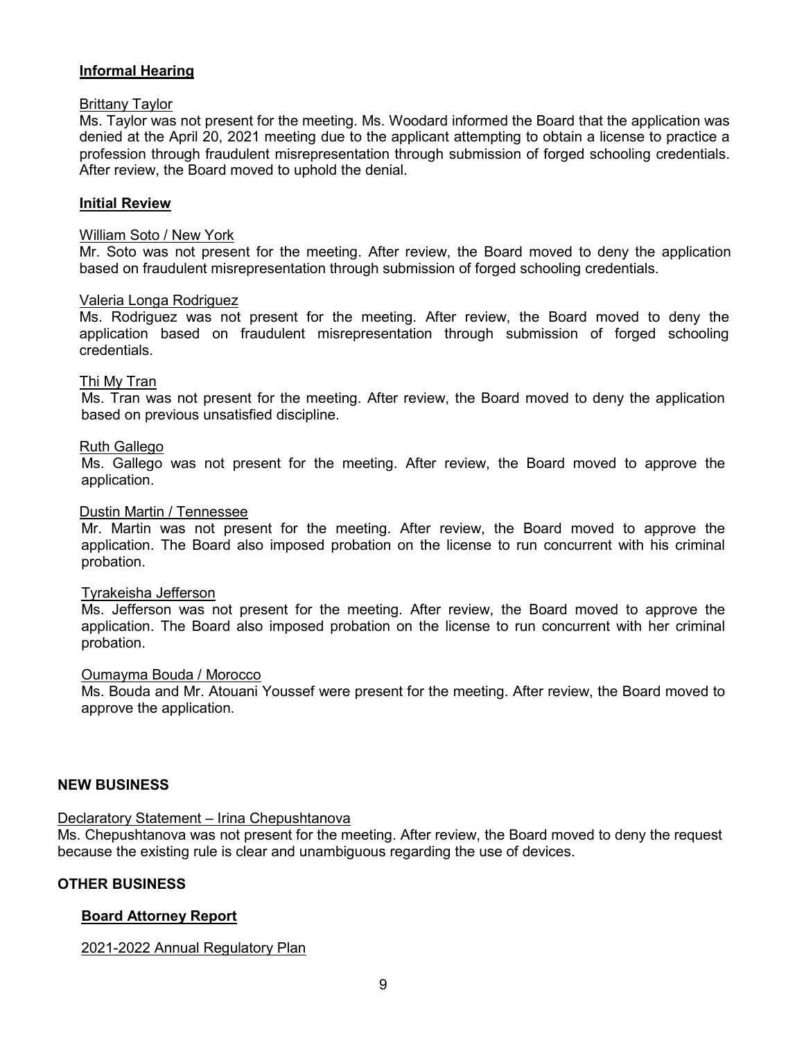### Informal Hearing

Brittany Taylor

Ms. Taylor was not present for the meeting. Ms. Woodard informed the Board that the application was denied at the April 20, 2021 meeting due to the applicant attempting to obtain a license to practice a profession through fraudulent misrepresentation through submission of forged schooling credentials. After review, the Board moved to uphold the denial.

### Initial Review

William Soto / New York

Mr. Soto was not present for the meeting. After review, the Board moved to deny the application based on fraudulent misrepresentation through submission of forged schooling credentials.

Valeria Longa Rodriguez

Ms. Rodriguez was not present for the meeting. After review, the Board moved to deny the application based on fraudulent misrepresentation through submission of forged schooling credentials.

Thi My Tran

Ms. Tran was not present for the meeting. After review, the Board moved to deny the application based on previous unsatisfied discipline.

Ruth Gallego

Ms. Gallego was not present for the meeting. After review, the Board moved to approve the application.

Dustin Martin / Tennessee

Mr. Martin was not present for the meeting. After review, the Board moved to approve the application. The Board also imposed probation on the license to run concurrent with his criminal probation.

Tyrakeisha Jefferson

Ms. Jefferson was not present for the meeting. After review, the Board moved to approve the application. The Board also imposed probation on the license to run concurrent with her criminal probation.

Oumayma Bouda / Morocco

Ms. Bouda and Mr. Atouani Youssef were present for the meeting. After review, the Board moved to approve the application.

## NEW BUSINESS

Declaratory Statement – Irina Chepushtanova

Ms. Chepushtanova was not present for the meeting. After review, the Board moved to deny the request because the existing rule is clear and unambiguous regarding the use of devices.

## OTHER BUSINESS

### Board Attorney Report

2021-2022 Annual Regulatory Plan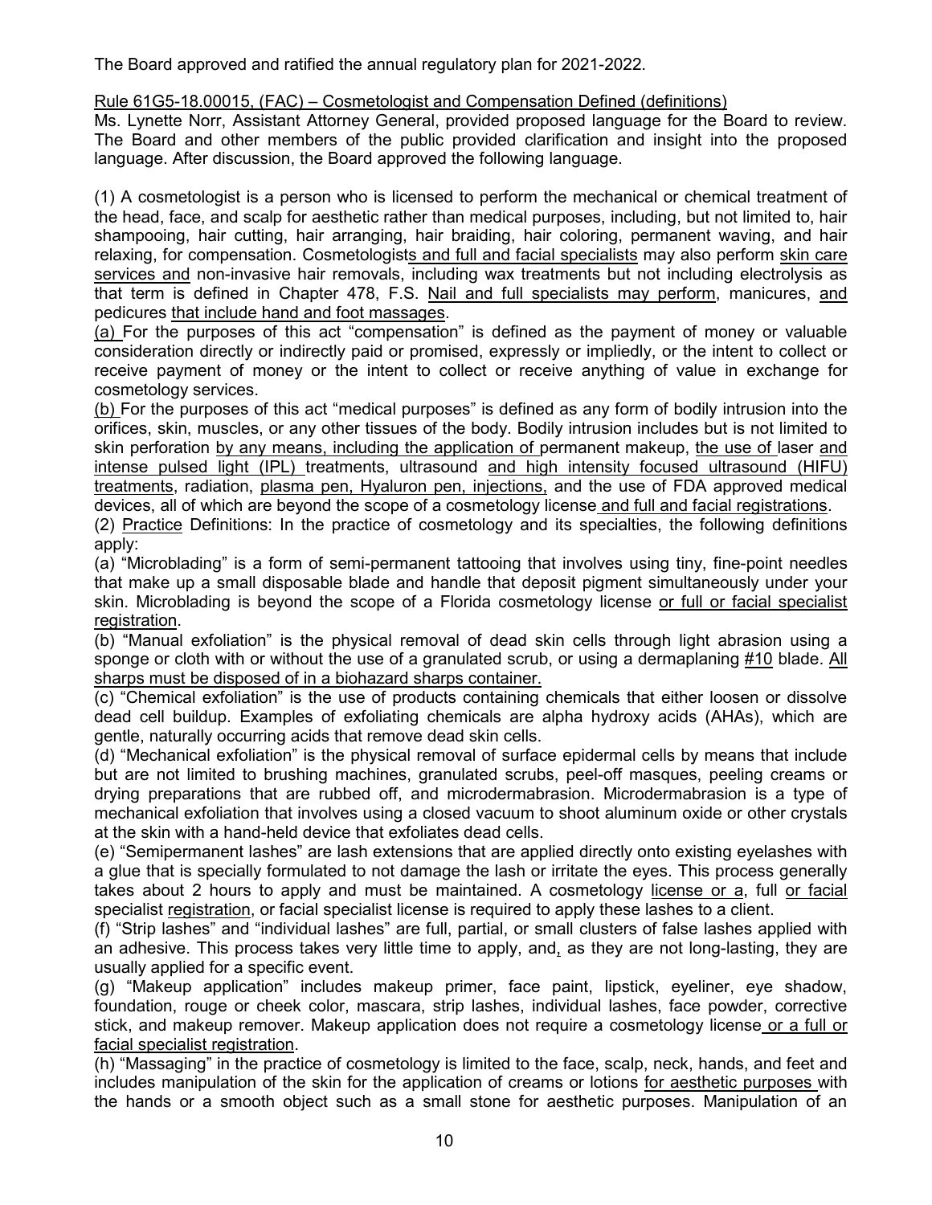The Board approved and ratified the annual regulatory plan for 2021-2022.

Rule 61G5-18.00015, (FAC) – Cosmetologist and Compensation Defined (definitions)

Ms. Lynette Norr, Assistant Attorney General, provided proposed language for the Board to review. The Board and other members of the public provided clarification and insight into the proposed language. After discussion, the Board approved the following language.

(1) A cosmetologist is a person who is licensed to perform the mechanical or chemical treatment of the head, face, and scalp for aesthetic rather than medical purposes, including, but not limited to, hair shampooing, hair cutting, hair arranging, hair braiding, hair coloring, permanent waving, and hair relaxing, for compensation. Cosmetologists and full and facial specialists may also perform skin care services and non-invasive hair removals, including wax treatments but not including electrolysis as that term is defined in Chapter 478, F.S. Nail and full specialists may perform, manicures, and pedicures that include hand and foot massages.

(a) For the purposes of this act "compensation" is defined as the payment of money or valuable consideration directly or indirectly paid or promised, expressly or impliedly, or the intent to collect or receive payment of money or the intent to collect or receive anything of value in exchange for cosmetology services.

(b) For the purposes of this act "medical purposes" is defined as any form of bodily intrusion into the orifices, skin, muscles, or any other tissues of the body. Bodily intrusion includes but is not limited to skin perforation by any means, including the application of permanent makeup, the use of laser and intense pulsed light (IPL) treatments, ultrasound and high intensity focused ultrasound (HIFU) treatments, radiation, plasma pen, Hyaluron pen, injections, and the use of FDA approved medical devices, all of which are beyond the scope of a cosmetology license and full and facial registrations.

(2) Practice Definitions: In the practice of cosmetology and its specialties, the following definitions apply:

(a) "Microblading" is a form of semi-permanent tattooing that involves using tiny, fine-point needles that make up a small disposable blade and handle that deposit pigment simultaneously under your skin. Microblading is beyond the scope of a Florida cosmetology license or full or facial specialist registration.

(b) "Manual exfoliation" is the physical removal of dead skin cells through light abrasion using a sponge or cloth with or without the use of a granulated scrub, or using a dermaplaning #10 blade. All sharps must be disposed of in a biohazard sharps container.

(c) "Chemical exfoliation" is the use of products containing chemicals that either loosen or dissolve dead cell buildup. Examples of exfoliating chemicals are alpha hydroxy acids (AHAs), which are gentle, naturally occurring acids that remove dead skin cells.

(d) "Mechanical exfoliation" is the physical removal of surface epidermal cells by means that include but are not limited to brushing machines, granulated scrubs, peel-off masques, peeling creams or drying preparations that are rubbed off, and microdermabrasion. Microdermabrasion is a type of mechanical exfoliation that involves using a closed vacuum to shoot aluminum oxide or other crystals at the skin with a hand-held device that exfoliates dead cells.

(e) "Semipermanent lashes" are lash extensions that are applied directly onto existing eyelashes with a glue that is specially formulated to not damage the lash or irritate the eyes. This process generally takes about 2 hours to apply and must be maintained. A cosmetology license or a, full or facial specialist registration, or facial specialist license is required to apply these lashes to a client.

(f) "Strip lashes" and "individual lashes" are full, partial, or small clusters of false lashes applied with an adhesive. This process takes very little time to apply, and, as they are not long-lasting, they are usually applied for a specific event.

(g) "Makeup application" includes makeup primer, face paint, lipstick, eyeliner, eye shadow, foundation, rouge or cheek color, mascara, strip lashes, individual lashes, face powder, corrective stick, and makeup remover. Makeup application does not require a cosmetology license or a full or facial specialist registration.

(h) "Massaging" in the practice of cosmetology is limited to the face, scalp, neck, hands, and feet and includes manipulation of the skin for the application of creams or lotions for aesthetic purposes with the hands or a smooth object such as a small stone for aesthetic purposes. Manipulation of an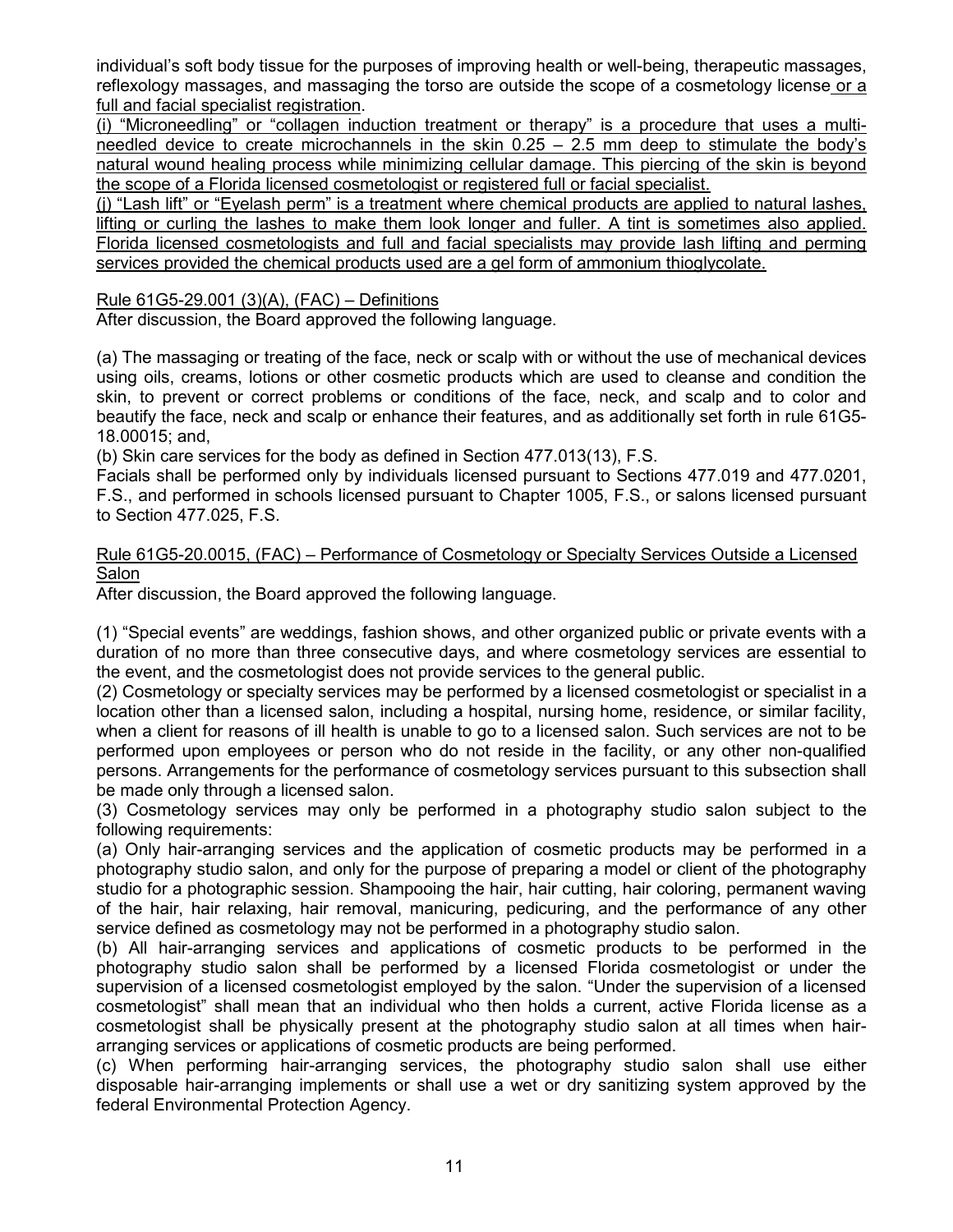individual's soft body tissue for the purposes of improving health or well-being, therapeutic massages, reflexology massages, and massaging the torso are outside the scope of a cosmetology license <u>or a full and facial specialist registration</u>.

<u>(i) "Microneedling" or "collagen induction treatment or therapy" is a procedure that uses a multi-needled device to create microchannels in the skin 0.25 – 2.5 mm deep to stimulate the body's natural wound healing process while minimizing cellular damage. This piercing of the skin is beyond the scope of a Florida licensed cosmetologist or registered full or facial specialist.</u>

<u>(j) "Lash lift" or "Eyelash perm" is a treatment where chemical products are applied to natural lashes, lifting or curling the lashes to make them look longer and fuller. A tint is sometimes also applied. Florida licensed cosmetologists and full and facial specialists may provide lash lifting and perming services provided the chemical products used are a gel form of ammonium thioglycolate.</u>

<u>Rule 61G5-29.001 (3)(A), (FAC) – Definitions</u>

After discussion, the Board approved the following language.

(a) The massaging or treating of the face, neck or scalp with or without the use of mechanical devices using oils, creams, lotions or other cosmetic products which are used to cleanse and condition the skin, to prevent or correct problems or conditions of the face, neck, and scalp and to color and beautify the face, neck and scalp or enhance their features, and as additionally set forth in rule 61G5-18.00015; and,

(b) Skin care services for the body as defined in Section 477.013(13), F.S.

Facials shall be performed only by individuals licensed pursuant to Sections 477.019 and 477.0201, F.S., and performed in schools licensed pursuant to Chapter 1005, F.S., or salons licensed pursuant to Section 477.025, F.S.

<u>Rule 61G5-20.0015, (FAC) – Performance of Cosmetology or Specialty Services Outside a Licensed Salon</u>

After discussion, the Board approved the following language.

(1) "Special events" are weddings, fashion shows, and other organized public or private events with a duration of no more than three consecutive days, and where cosmetology services are essential to the event, and the cosmetologist does not provide services to the general public.

(2) Cosmetology or specialty services may be performed by a licensed cosmetologist or specialist in a location other than a licensed salon, including a hospital, nursing home, residence, or similar facility, when a client for reasons of ill health is unable to go to a licensed salon. Such services are not to be performed upon employees or person who do not reside in the facility, or any other non-qualified persons. Arrangements for the performance of cosmetology services pursuant to this subsection shall be made only through a licensed salon.

(3) Cosmetology services may only be performed in a photography studio salon subject to the following requirements:

(a) Only hair-arranging services and the application of cosmetic products may be performed in a photography studio salon, and only for the purpose of preparing a model or client of the photography studio for a photographic session. Shampooing the hair, hair cutting, hair coloring, permanent waving of the hair, hair relaxing, hair removal, manicuring, pedicuring, and the performance of any other service defined as cosmetology may not be performed in a photography studio salon.

(b) All hair-arranging services and applications of cosmetic products to be performed in the photography studio salon shall be performed by a licensed Florida cosmetologist or under the supervision of a licensed cosmetologist employed by the salon. "Under the supervision of a licensed cosmetologist" shall mean that an individual who then holds a current, active Florida license as a cosmetologist shall be physically present at the photography studio salon at all times when hair-arranging services or applications of cosmetic products are being performed.

(c) When performing hair-arranging services, the photography studio salon shall use either disposable hair-arranging implements or shall use a wet or dry sanitizing system approved by the federal Environmental Protection Agency.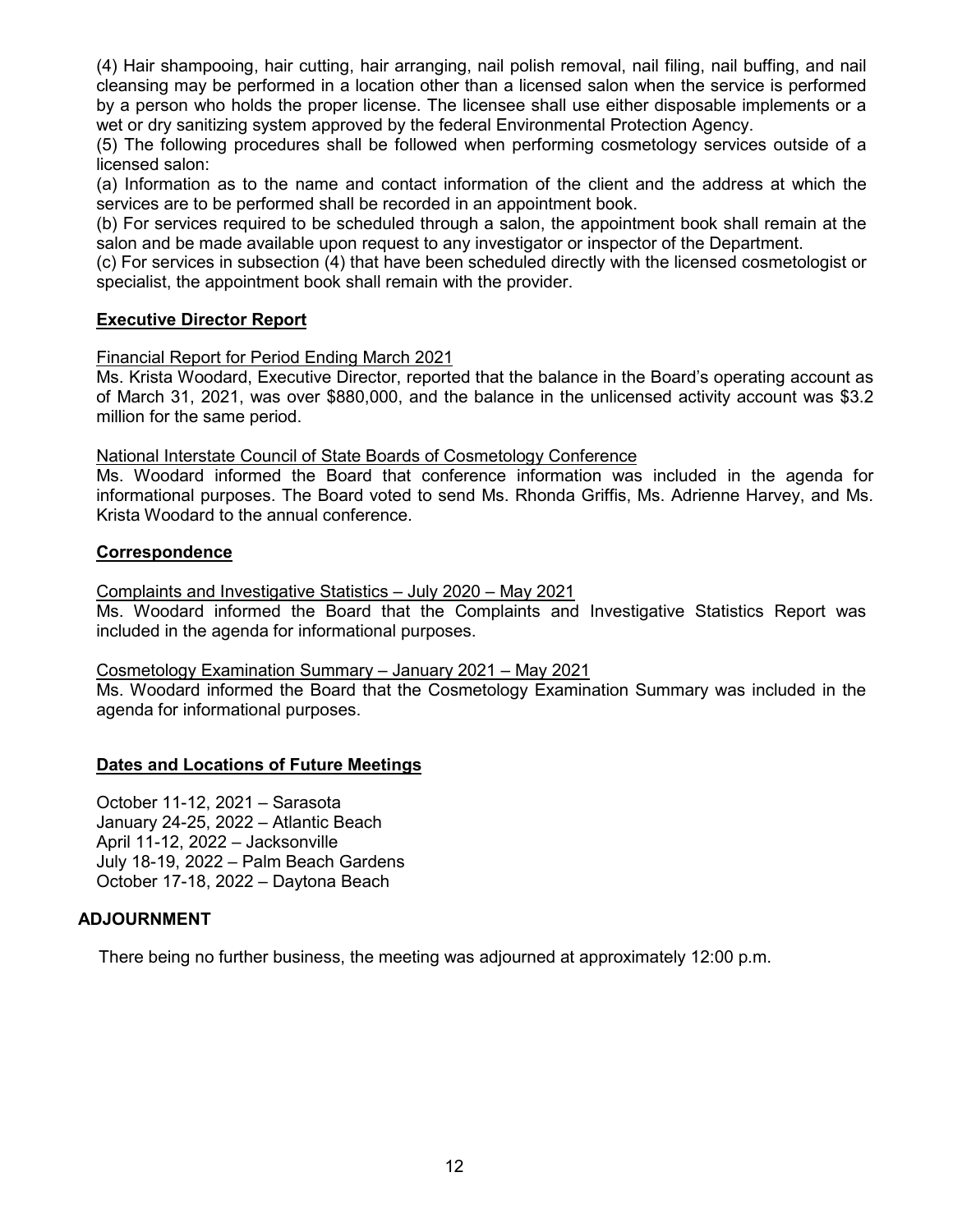(4) Hair shampooing, hair cutting, hair arranging, nail polish removal, nail filing, nail buffing, and nail cleansing may be performed in a location other than a licensed salon when the service is performed by a person who holds the proper license. The licensee shall use either disposable implements or a wet or dry sanitizing system approved by the federal Environmental Protection Agency.

(5) The following procedures shall be followed when performing cosmetology services outside of a licensed salon:

(a) Information as to the name and contact information of the client and the address at which the services are to be performed shall be recorded in an appointment book.

(b) For services required to be scheduled through a salon, the appointment book shall remain at the salon and be made available upon request to any investigator or inspector of the Department.

(c) For services in subsection (4) that have been scheduled directly with the licensed cosmetologist or specialist, the appointment book shall remain with the provider.

## Executive Director Report

Financial Report for Period Ending March 2021

Ms. Krista Woodard, Executive Director, reported that the balance in the Board's operating account as of March 31, 2021, was over $880,000, and the balance in the unlicensed activity account was $3.2 million for the same period.

National Interstate Council of State Boards of Cosmetology Conference

Ms. Woodard informed the Board that conference information was included in the agenda for informational purposes. The Board voted to send Ms. Rhonda Griffis, Ms. Adrienne Harvey, and Ms. Krista Woodard to the annual conference.

## Correspondence

Complaints and Investigative Statistics – July 2020 – May 2021

Ms. Woodard informed the Board that the Complaints and Investigative Statistics Report was included in the agenda for informational purposes.

Cosmetology Examination Summary – January 2021 – May 2021

Ms. Woodard informed the Board that the Cosmetology Examination Summary was included in the agenda for informational purposes.

## Dates and Locations of Future Meetings

October 11-12, 2021 – Sarasota
January 24-25, 2022 – Atlantic Beach
April 11-12, 2022 – Jacksonville
July 18-19, 2022 – Palm Beach Gardens
October 17-18, 2022 – Daytona Beach

## ADJOURNMENT

There being no further business, the meeting was adjourned at approximately 12:00 p.m.